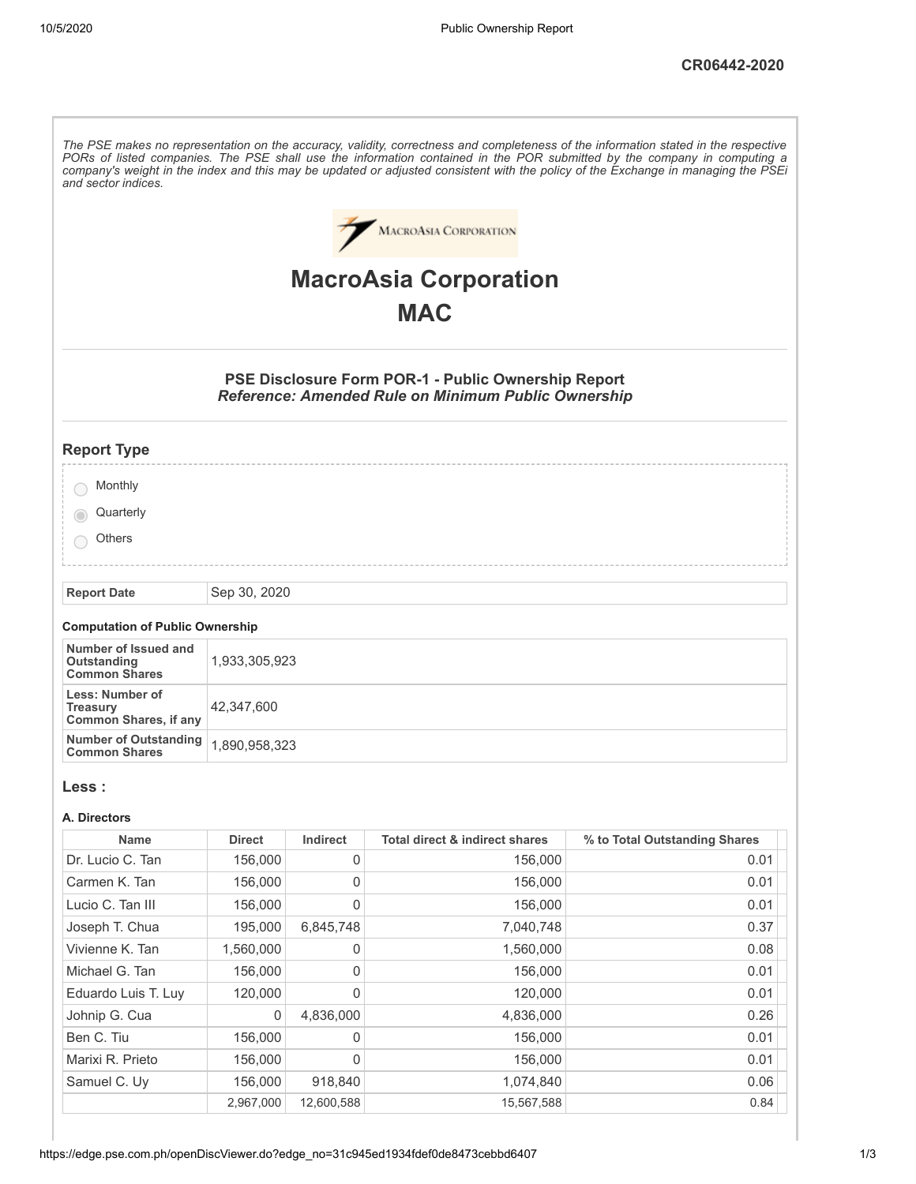CR06442-2020

*The PSE makes no representation on the accuracy, validity, correctness and completeness of the information stated in the respective PORs of listed companies. The PSE shall use the information contained in the POR submitted by the company in computing a company's weight in the index and this may be updated or adjusted consistent with the policy of the Exchange in managing the PSEi and sector indices.*

# MacroAsia Corporation

# MAC

### PSE Disclosure Form POR-1 - Public Ownership Report
### *Reference: Amended Rule on Minimum Public Ownership*

## Report Type

- ◯ Monthly
- ◉ Quarterly
- ◯ Others

| **Report Date** | Sep 30, 2020 |
|---|---|

**Computation of Public Ownership**

| | |
|---|---|
| **Number of Issued and Outstanding Common Shares** | 1,933,305,923 |
| **Less: Number of Treasury Common Shares, if any** | 42,347,600 |
| **Number of Outstanding Common Shares** | 1,890,958,323 |

## Less :

**A. Directors**

| Name | Direct | Indirect | Total direct & indirect shares | % to Total Outstanding Shares |
|---|---|---|---|---|
| Dr. Lucio C. Tan | 156,000 | 0 | 156,000 | 0.01 |
| Carmen K. Tan | 156,000 | 0 | 156,000 | 0.01 |
| Lucio C. Tan III | 156,000 | 0 | 156,000 | 0.01 |
| Joseph T. Chua | 195,000 | 6,845,748 | 7,040,748 | 0.37 |
| Vivienne K. Tan | 1,560,000 | 0 | 1,560,000 | 0.08 |
| Michael G. Tan | 156,000 | 0 | 156,000 | 0.01 |
| Eduardo Luis T. Luy | 120,000 | 0 | 120,000 | 0.01 |
| Johnip G. Cua | 0 | 4,836,000 | 4,836,000 | 0.26 |
| Ben C. Tiu | 156,000 | 0 | 156,000 | 0.01 |
| Marixi R. Prieto | 156,000 | 0 | 156,000 | 0.01 |
| Samuel C. Uy | 156,000 | 918,840 | 1,074,840 | 0.06 |
| | 2,967,000 | 12,600,588 | 15,567,588 | 0.84 |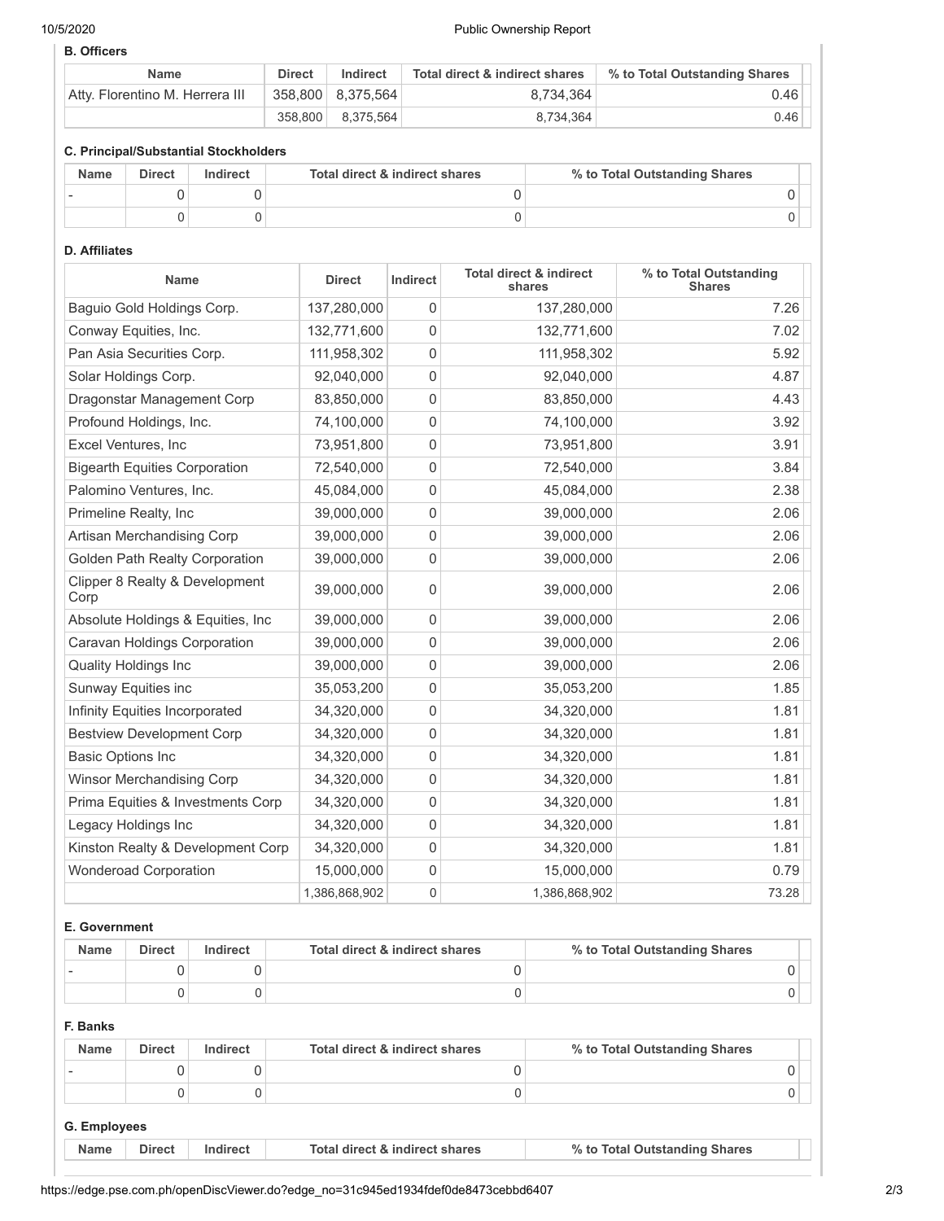### B. Officers

| Name | Direct | Indirect | Total direct & indirect shares | % to Total Outstanding Shares |
|---|---|---|---|---|
| Atty. Florentino M. Herrera III | 358,800 | 8,375,564 | 8,734,364 | 0.46 |
| | 358,800 | 8,375,564 | 8,734,364 | 0.46 |

### C. Principal/Substantial Stockholders

| Name | Direct | Indirect | Total direct & indirect shares | % to Total Outstanding Shares |
|---|---|---|---|---|
| - | 0 | 0 | 0 | 0 |
| | 0 | 0 | 0 | 0 |

### D. Affiliates

| Name | Direct | Indirect | Total direct & indirect shares | % to Total Outstanding Shares |
|---|---|---|---|---|
| Baguio Gold Holdings Corp. | 137,280,000 | 0 | 137,280,000 | 7.26 |
| Conway Equities, Inc. | 132,771,600 | 0 | 132,771,600 | 7.02 |
| Pan Asia Securities Corp. | 111,958,302 | 0 | 111,958,302 | 5.92 |
| Solar Holdings Corp. | 92,040,000 | 0 | 92,040,000 | 4.87 |
| Dragonstar Management Corp | 83,850,000 | 0 | 83,850,000 | 4.43 |
| Profound Holdings, Inc. | 74,100,000 | 0 | 74,100,000 | 3.92 |
| Excel Ventures, Inc | 73,951,800 | 0 | 73,951,800 | 3.91 |
| Bigearth Equities Corporation | 72,540,000 | 0 | 72,540,000 | 3.84 |
| Palomino Ventures, Inc. | 45,084,000 | 0 | 45,084,000 | 2.38 |
| Primeline Realty, Inc | 39,000,000 | 0 | 39,000,000 | 2.06 |
| Artisan Merchandising Corp | 39,000,000 | 0 | 39,000,000 | 2.06 |
| Golden Path Realty Corporation | 39,000,000 | 0 | 39,000,000 | 2.06 |
| Clipper 8 Realty & Development Corp | 39,000,000 | 0 | 39,000,000 | 2.06 |
| Absolute Holdings & Equities, Inc | 39,000,000 | 0 | 39,000,000 | 2.06 |
| Caravan Holdings Corporation | 39,000,000 | 0 | 39,000,000 | 2.06 |
| Quality Holdings Inc | 39,000,000 | 0 | 39,000,000 | 2.06 |
| Sunway Equities inc | 35,053,200 | 0 | 35,053,200 | 1.85 |
| Infinity Equities Incorporated | 34,320,000 | 0 | 34,320,000 | 1.81 |
| Bestview Development Corp | 34,320,000 | 0 | 34,320,000 | 1.81 |
| Basic Options Inc | 34,320,000 | 0 | 34,320,000 | 1.81 |
| Winsor Merchandising Corp | 34,320,000 | 0 | 34,320,000 | 1.81 |
| Prima Equities & Investments Corp | 34,320,000 | 0 | 34,320,000 | 1.81 |
| Legacy Holdings Inc | 34,320,000 | 0 | 34,320,000 | 1.81 |
| Kinston Realty & Development Corp | 34,320,000 | 0 | 34,320,000 | 1.81 |
| Wonderoad Corporation | 15,000,000 | 0 | 15,000,000 | 0.79 |
| | 1,386,868,902 | 0 | 1,386,868,902 | 73.28 |

### E. Government

| Name | Direct | Indirect | Total direct & indirect shares | % to Total Outstanding Shares |
|---|---|---|---|---|
| - | 0 | 0 | 0 | 0 |
| | 0 | 0 | 0 | 0 |

### F. Banks

| Name | Direct | Indirect | Total direct & indirect shares | % to Total Outstanding Shares |
|---|---|---|---|---|
| - | 0 | 0 | 0 | 0 |
| | 0 | 0 | 0 | 0 |

### G. Employees

| Name | Direct | Indirect | Total direct & indirect shares | % to Total Outstanding Shares |
|---|---|---|---|---|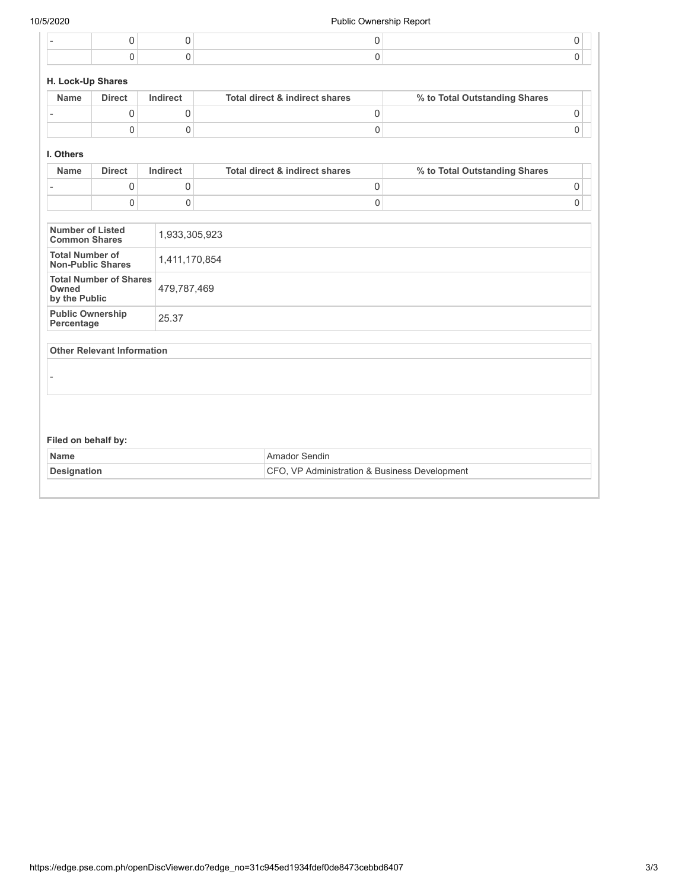| | | | | |
|---|---|---|---|---|
| - | 0 | 0 | 0 | 0 |
| | 0 | 0 | 0 | 0 |

### H. Lock-Up Shares

| Name | Direct | Indirect | Total direct & indirect shares | % to Total Outstanding Shares |
|---|---|---|---|---|
| - | 0 | 0 | 0 | 0 |
| | 0 | 0 | 0 | 0 |

### I. Others

| Name | Direct | Indirect | Total direct & indirect shares | % to Total Outstanding Shares |
|---|---|---|---|---|
| - | 0 | 0 | 0 | 0 |
| | 0 | 0 | 0 | 0 |

| | |
|---|---|
| **Number of Listed Common Shares** | 1,933,305,923 |
| **Total Number of Non-Public Shares** | 1,411,170,854 |
| **Total Number of Shares Owned by the Public** | 479,787,469 |
| **Public Ownership Percentage** | 25.37 |

| Other Relevant Information |
|---|
| - |

**Filed on behalf by:**

| | |
|---|---|
| **Name** | Amador Sendin |
| **Designation** | CFO, VP Administration & Business Development |